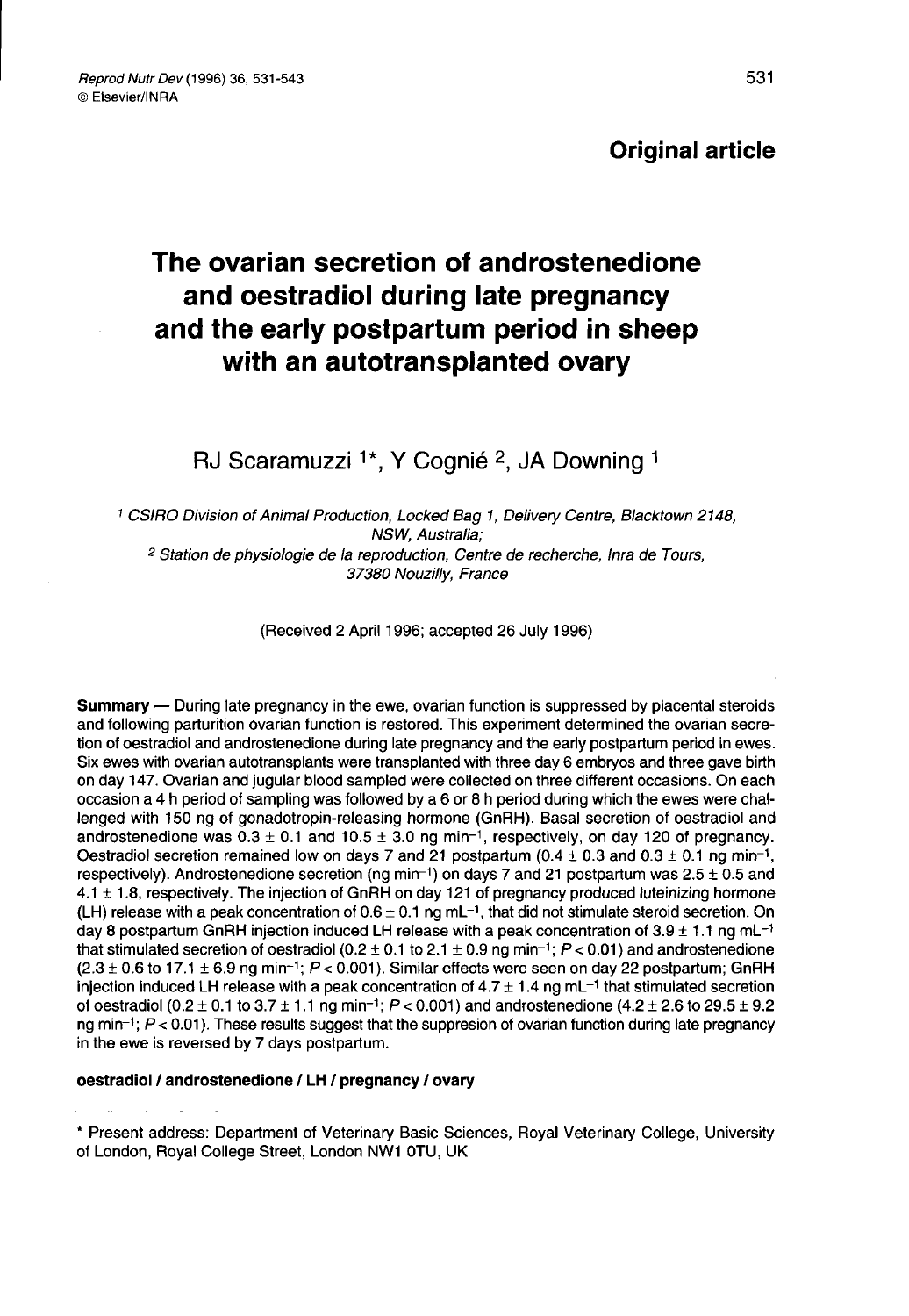**Original article**

# The ovarian secretion of androstenedione and oestradiol during late pregnancy and the early postpartum period in sheep with an autotransplanted ovary

RJ Scaramuzzi [1]*, Y Cognié [2], JA Downing [1]

[1] CSIRO Division of Animal Production, Locked Bag 1, Delivery Centre, Blacktown 2148, NSW, Australia;
[2] Station de physiologie de la reproduction, Centre de recherche, Inra de Tours, 37380 Nouzilly, France

(Received 2 April 1996; accepted 26 July 1996)

**Summary** — During late pregnancy in the ewe, ovarian function is suppressed by placental steroids and following parturition ovarian function is restored. This experiment determined the ovarian secretion of oestradiol and androstenedione during late pregnancy and the early postpartum period in ewes. Six ewes with ovarian autotransplants were transplanted with three day 6 embryos and three gave birth on day 147. Ovarian and jugular blood sampled were collected on three different occasions. On each occasion a 4 h period of sampling was followed by a 6 or 8 h period during which the ewes were challenged with 150 ng of gonadotropin-releasing hormone (GnRH). Basal secretion of oestradiol and androstenedione was $0.3 \pm 0.1$ and $10.5 \pm 3.0$ ng min$^{-1}$, respectively, on day 120 of pregnancy. Oestradiol secretion remained low on days 7 and 21 postpartum ($0.4 \pm 0.3$ and $0.3 \pm 0.1$ ng min$^{-1}$, respectively). Androstenedione secretion (ng min$^{-1}$) on days 7 and 21 postpartum was $2.5 \pm 0.5$ and $4.1 \pm 1.8$, respectively. The injection of GnRH on day 121 of pregnancy produced luteinizing hormone (LH) release with a peak concentration of $0.6 \pm 0.1$ ng mL$^{-1}$, that did not stimulate steroid secretion. On day 8 postpartum GnRH injection induced LH release with a peak concentration of $3.9 \pm 1.1$ ng mL$^{-1}$ that stimulated secretion of oestradiol ($0.2 \pm 0.1$ to $2.1 \pm 0.9$ ng min$^{-1}$; $P < 0.01$) and androstenedione ($2.3 \pm 0.6$ to $17.1 \pm 6.9$ ng min$^{-1}$; $P < 0.001$). Similar effects were seen on day 22 postpartum; GnRH injection induced LH release with a peak concentration of $4.7 \pm 1.4$ ng mL$^{-1}$ that stimulated secretion of oestradiol ($0.2 \pm 0.1$ to $3.7 \pm 1.1$ ng min$^{-1}$; $P < 0.001$) and androstenedione ($4.2 \pm 2.6$ to $29.5 \pm 9.2$ ng min$^{-1}$; $P < 0.01$). These results suggest that the suppresion of ovarian function during late pregnancy in the ewe is reversed by 7 days postpartum.

**oestradiol / androstenedione / LH / pregnancy / ovary**

* Present address: Department of Veterinary Basic Sciences, Royal Veterinary College, University of London, Royal College Street, London NW1 0TU, UK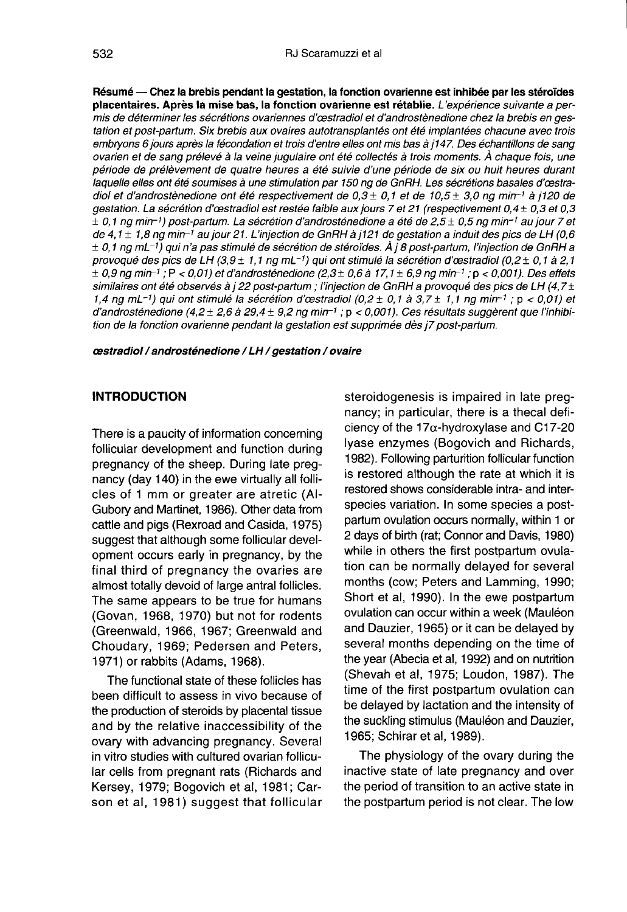**Résumé — Chez la brebis pendant la gestation, la fonction ovarienne est inhibée par les stéroïdes placentaires. Après la mise bas, la fonction ovarienne est rétablie.** *L'expérience suivante a permis de déterminer les sécrétions ovariennes d'œstradiol et d'androstènedione chez la brebis en gestation et post-partum. Six brebis aux ovaires autotransplantés ont été implantées chacune avec trois embryons 6 jours après la fécondation et trois d'entre elles ont mis bas à j147. Des échantillons de sang ovarien et de sang prélevé à la veine jugulaire ont été collectés à trois moments. À chaque fois, une période de prélèvement de quatre heures a été suivie d'une période de six ou huit heures durant laquelle elles ont été soumises à une stimulation par 150 ng de GnRH. Les sécrétions basales d'œstradiol et d'androstènedione ont été respectivement de 0,3 ± 0,1 et de 10,5 ± 3,0 ng $min^{-1}$ à j120 de gestation. La sécrétion d'œstradiol est restée faible aux jours 7 et 21 (respectivement 0,4 ± 0,3 et 0,3 ± 0,1 ng $min^{-1}$) post-partum. La sécrétion d'androsténedione a été de 2,5 ± 0,5 ng $min^{-1}$ au jour 7 et de 4,1 ± 1,8 ng $min^{-1}$ au jour 21. L'injection de GnRH à j121 de gestation a induit des pics de LH (0,6 ± 0,1 ng $mL^{-1}$) qui n'a pas stimulé de sécrétion de stéroïdes. À j 8 post-partum, l'injection de GnRH a provoqué des pics de LH (3,9 ± 1,1 ng $mL^{-1}$) qui ont stimulé la sécrétion d'œstradiol (0,2 ± 0,1 à 2,1 ± 0,9 ng $min^{-1}$ ; $P < 0,01$) et d'androsténedione (2,3 ± 0,6 à 17,1 ± 6,9 ng $min^{-1}$ ; $p < 0,001$). Des effets similaires ont été observés à j 22 post-partum ; l'injection de GnRH a provoqué des pics de LH (4,7 ± 1,4 ng $mL^{-1}$) qui ont stimulé la sécrétion d'œstradiol (0,2 ± 0,1 à 3,7 ± 1,1 ng $min^{-1}$ ; $p < 0,01$) et d'androsténedione (4,2 ± 2,6 à 29,4 ± 9,2 ng $min^{-1}$ ; $p < 0,001$). Ces résultats suggèrent que l'inhibition de la fonction ovarienne pendant la gestation est supprimée dès j7 post-partum.*

***œstradiol / androsténedione / LH / gestation / ovaire***

## INTRODUCTION

There is a paucity of information concerning follicular development and function during pregnancy of the sheep. During late pregnancy (day 140) in the ewe virtually all follicles of 1 mm or greater are atretic (Al-Gubory and Martinet, 1986). Other data from cattle and pigs (Rexroad and Casida, 1975) suggest that although some follicular development occurs early in pregnancy, by the final third of pregnancy the ovaries are almost totally devoid of large antral follicles. The same appears to be true for humans (Govan, 1968, 1970) but not for rodents (Greenwald, 1966, 1967; Greenwald and Choudary, 1969; Pedersen and Peters, 1971) or rabbits (Adams, 1968).

The functional state of these follicles has been difficult to assess in vivo because of the production of steroids by placental tissue and by the relative inaccessibility of the ovary with advancing pregnancy. Several in vitro studies with cultured ovarian follicular cells from pregnant rats (Richards and Kersey, 1979; Bogovich et al, 1981; Carson et al, 1981) suggest that follicular steroidogenesis is impaired in late pregnancy; in particular, there is a thecal deficiency of the 17α-hydroxylase and C17-20 lyase enzymes (Bogovich and Richards, 1982). Following parturition follicular function is restored although the rate at which it is restored shows considerable intra- and inter-species variation. In some species a postpartum ovulation occurs normally, within 1 or 2 days of birth (rat; Connor and Davis, 1980) while in others the first postpartum ovulation can be normally delayed for several months (cow; Peters and Lamming, 1990; Short et al, 1990). In the ewe postpartum ovulation can occur within a week (Mauléon and Dauzier, 1965) or it can be delayed by several months depending on the time of the year (Abecia et al, 1992) and on nutrition (Shevah et al, 1975; Loudon, 1987). The time of the first postpartum ovulation can be delayed by lactation and the intensity of the suckling stimulus (Mauléon and Dauzier, 1965; Schirar et al, 1989).

The physiology of the ovary during the inactive state of late pregnancy and over the period of transition to an active state in the postpartum period is not clear. The low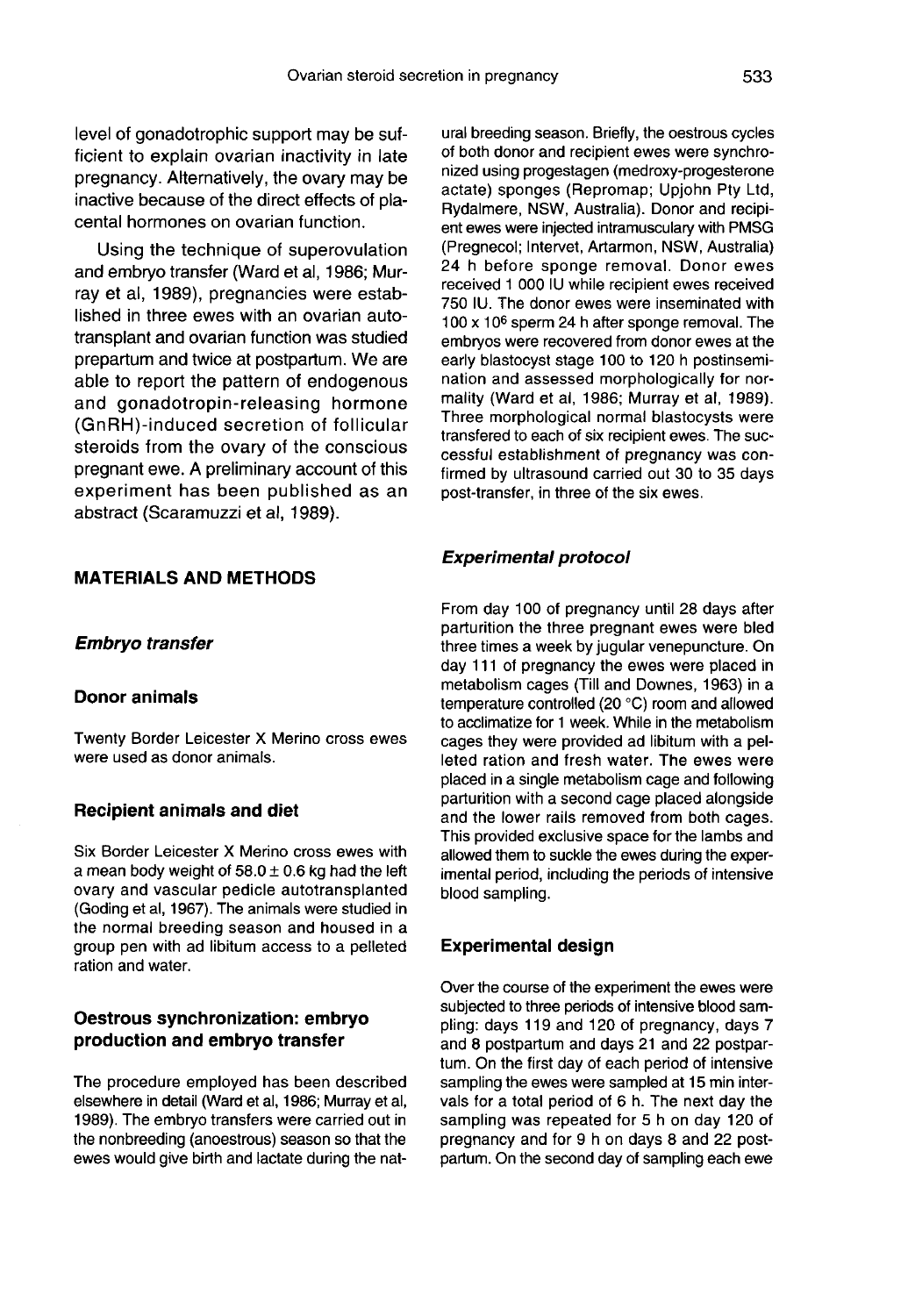level of gonadotrophic support may be sufficient to explain ovarian inactivity in late pregnancy. Alternatively, the ovary may be inactive because of the direct effects of placental hormones on ovarian function.

Using the technique of superovulation and embryo transfer (Ward et al, 1986; Murray et al, 1989), pregnancies were established in three ewes with an ovarian autotransplant and ovarian function was studied prepartum and twice at postpartum. We are able to report the pattern of endogenous and gonadotropin-releasing hormone (GnRH)-induced secretion of follicular steroids from the ovary of the conscious pregnant ewe. A preliminary account of this experiment has been published as an abstract (Scaramuzzi et al, 1989).

## MATERIALS AND METHODS

### *Embryo transfer*

#### Donor animals

Twenty Border Leicester X Merino cross ewes were used as donor animals.

#### Recipient animals and diet

Six Border Leicester X Merino cross ewes with a mean body weight of 58.0 ± 0.6 kg had the left ovary and vascular pedicle autotransplanted (Goding et al, 1967). The animals were studied in the normal breeding season and housed in a group pen with ad libitum access to a pelleted ration and water.

#### Oestrous synchronization: embryo production and embryo transfer

The procedure employed has been described elsewhere in detail (Ward et al, 1986; Murray et al, 1989). The embryo transfers were carried out in the nonbreeding (anoestrous) season so that the ewes would give birth and lactate during the natural breeding season. Briefly, the oestrous cycles of both donor and recipient ewes were synchronized using progestagen (medroxy-progesterone actate) sponges (Repromap; Upjohn Pty Ltd, Rydalmere, NSW, Australia). Donor and recipient ewes were injected intramusculary with PMSG (Pregnecol; Intervet, Artarmon, NSW, Australia) 24 h before sponge removal. Donor ewes received 1 000 IU while recipient ewes received 750 IU. The donor ewes were inseminated with $100 \times 10^6$ sperm 24 h after sponge removal. The embryos were recovered from donor ewes at the early blastocyst stage 100 to 120 h postinsemination and assessed morphologically for normality (Ward et al, 1986; Murray et al, 1989). Three morphological normal blastocysts were transfered to each of six recipient ewes. The successful establishment of pregnancy was confirmed by ultrasound carried out 30 to 35 days post-transfer, in three of the six ewes.

### *Experimental protocol*

From day 100 of pregnancy until 28 days after parturition the three pregnant ewes were bled three times a week by jugular venepuncture. On day 111 of pregnancy the ewes were placed in metabolism cages (Till and Downes, 1963) in a temperature controlled (20 °C) room and allowed to acclimatize for 1 week. While in the metabolism cages they were provided ad libitum with a pelleted ration and fresh water. The ewes were placed in a single metabolism cage and following parturition with a second cage placed alongside and the lower rails removed from both cages. This provided exclusive space for the lambs and allowed them to suckle the ewes during the experimental period, including the periods of intensive blood sampling.

#### Experimental design

Over the course of the experiment the ewes were subjected to three periods of intensive blood sampling: days 119 and 120 of pregnancy, days 7 and 8 postpartum and days 21 and 22 postpartum. On the first day of each period of intensive sampling the ewes were sampled at 15 min intervals for a total period of 6 h. The next day the sampling was repeated for 5 h on day 120 of pregnancy and for 9 h on days 8 and 22 postpartum. On the second day of sampling each ewe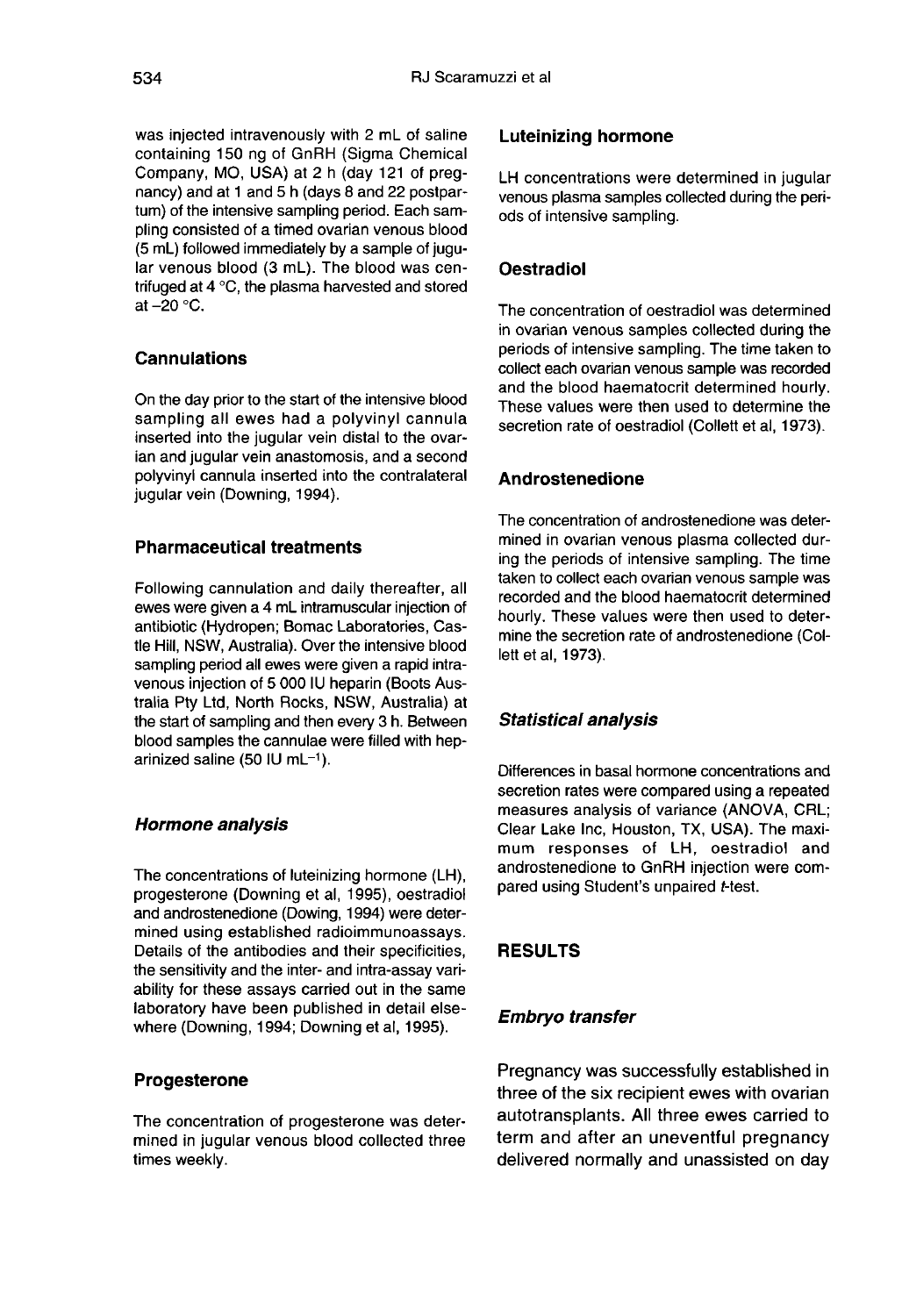was injected intravenously with 2 mL of saline containing 150 ng of GnRH (Sigma Chemical Company, MO, USA) at 2 h (day 121 of pregnancy) and at 1 and 5 h (days 8 and 22 postpartum) of the intensive sampling period. Each sampling consisted of a timed ovarian venous blood (5 mL) followed immediately by a sample of jugular venous blood (3 mL). The blood was centrifuged at 4 °C, the plasma harvested and stored at –20 °C.

### Cannulations

On the day prior to the start of the intensive blood sampling all ewes had a polyvinyl cannula inserted into the jugular vein distal to the ovarian and jugular vein anastomosis, and a second polyvinyl cannula inserted into the contralateral jugular vein (Downing, 1994).

### Pharmaceutical treatments

Following cannulation and daily thereafter, all ewes were given a 4 mL intramuscular injection of antibiotic (Hydropen; Bomac Laboratories, Castle Hill, NSW, Australia). Over the intensive blood sampling period all ewes were given a rapid intravenous injection of 5 000 IU heparin (Boots Australia Pty Ltd, North Rocks, NSW, Australia) at the start of sampling and then every 3 h. Between blood samples the cannulae were filled with heparinized saline (50 IU $mL^{-1}$).

### *Hormone analysis*

The concentrations of luteinizing hormone (LH), progesterone (Downing et al, 1995), oestradiol and androstenedione (Dowing, 1994) were determined using established radioimmunoassays. Details of the antibodies and their specificities, the sensitivity and the inter- and intra-assay variability for these assays carried out in the same laboratory have been published in detail elsewhere (Downing, 1994; Downing et al, 1995).

### Progesterone

The concentration of progesterone was determined in jugular venous blood collected three times weekly.

### Luteinizing hormone

LH concentrations were determined in jugular venous plasma samples collected during the periods of intensive sampling.

### Oestradiol

The concentration of oestradiol was determined in ovarian venous samples collected during the periods of intensive sampling. The time taken to collect each ovarian venous sample was recorded and the blood haematocrit determined hourly. These values were then used to determine the secretion rate of oestradiol (Collett et al, 1973).

### Androstenedione

The concentration of androstenedione was determined in ovarian venous plasma collected during the periods of intensive sampling. The time taken to collect each ovarian venous sample was recorded and the blood haematocrit determined hourly. These values were then used to determine the secretion rate of androstenedione (Collett et al, 1973).

### *Statistical analysis*

Differences in basal hormone concentrations and secretion rates were compared using a repeated measures analysis of variance (ANOVA, CRL; Clear Lake Inc, Houston, TX, USA). The maximum responses of LH, oestradiol and androstenedione to GnRH injection were compared using Student's unpaired *t*-test.

## RESULTS

### *Embryo transfer*

Pregnancy was successfully established in three of the six recipient ewes with ovarian autotransplants. All three ewes carried to term and after an uneventful pregnancy delivered normally and unassisted on day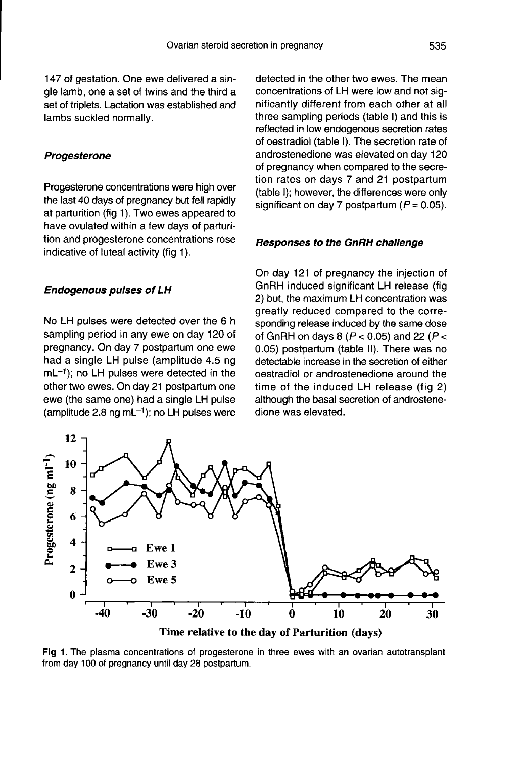147 of gestation. One ewe delivered a single lamb, one a set of twins and the third a set of triplets. Lactation was established and lambs suckled normally.

### *Progesterone*

Progesterone concentrations were high over the last 40 days of pregnancy but fell rapidly at parturition (fig 1). Two ewes appeared to have ovulated within a few days of parturition and progesterone concentrations rose indicative of luteal activity (fig 1).

### *Endogenous pulses of LH*

No LH pulses were detected over the 6 h sampling period in any ewe on day 120 of pregnancy. On day 7 postpartum one ewe had a single LH pulse (amplitude 4.5 ng $mL^{-1}$); no LH pulses were detected in the other two ewes. On day 21 postpartum one ewe (the same one) had a single LH pulse (amplitude 2.8 ng $mL^{-1}$); no LH pulses were detected in the other two ewes. The mean concentrations of LH were low and not significantly different from each other at all three sampling periods (table I) and this is reflected in low endogenous secretion rates of oestradiol (table I). The secretion rate of androstenedione was elevated on day 120 of pregnancy when compared to the secretion rates on days 7 and 21 postpartum (table I); however, the differences were only significant on day 7 postpartum ($P = 0.05$).

### *Responses to the GnRH challenge*

On day 121 of pregnancy the injection of GnRH induced significant LH release (fig 2) but, the maximum LH concentration was greatly reduced compared to the corresponding release induced by the same dose of GnRH on days 8 ($P < 0.05$) and 22 ($P < 0.05$) postpartum (table II). There was no detectable increase in the secretion of either oestradiol or androstenedione around the time of the induced LH release (fig 2) although the basal secretion of androstenedione was elevated.

**Fig 1.** The plasma concentrations of progesterone in three ewes with an ovarian autotransplant from day 100 of pregnancy until day 28 postpartum.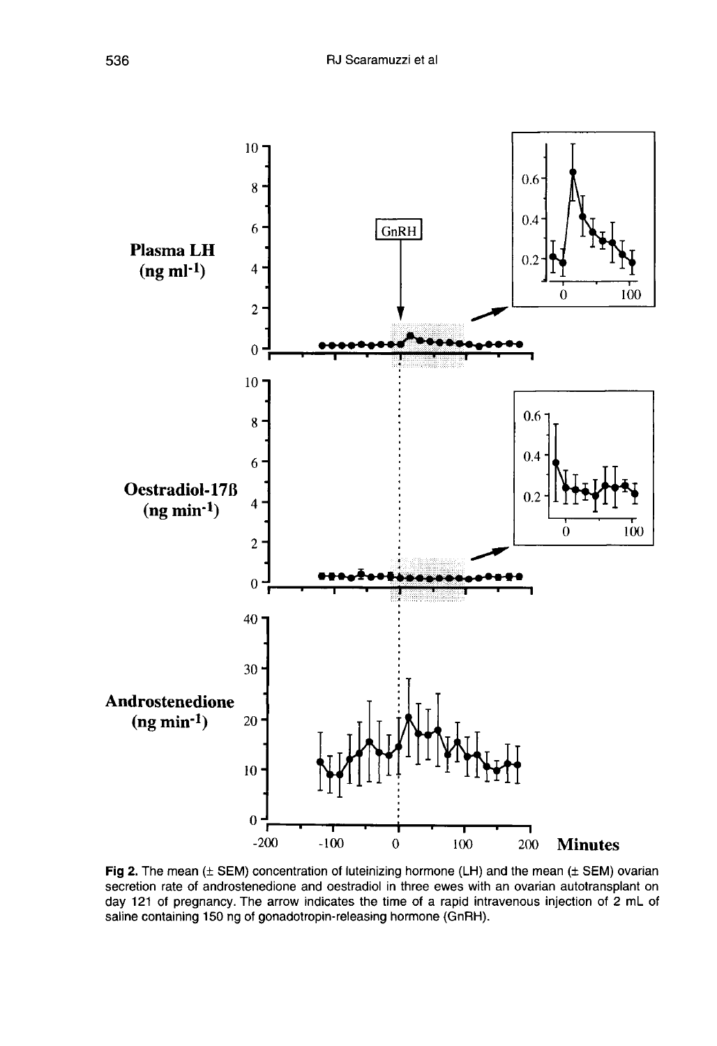**Fig 2.** The mean (± SEM) concentration of luteinizing hormone (LH) and the mean (± SEM) ovarian secretion rate of androstenedione and oestradiol in three ewes with an ovarian autotransplant on day 121 of pregnancy. The arrow indicates the time of a rapid intravenous injection of 2 mL of saline containing 150 ng of gonadotropin-releasing hormone (GnRH).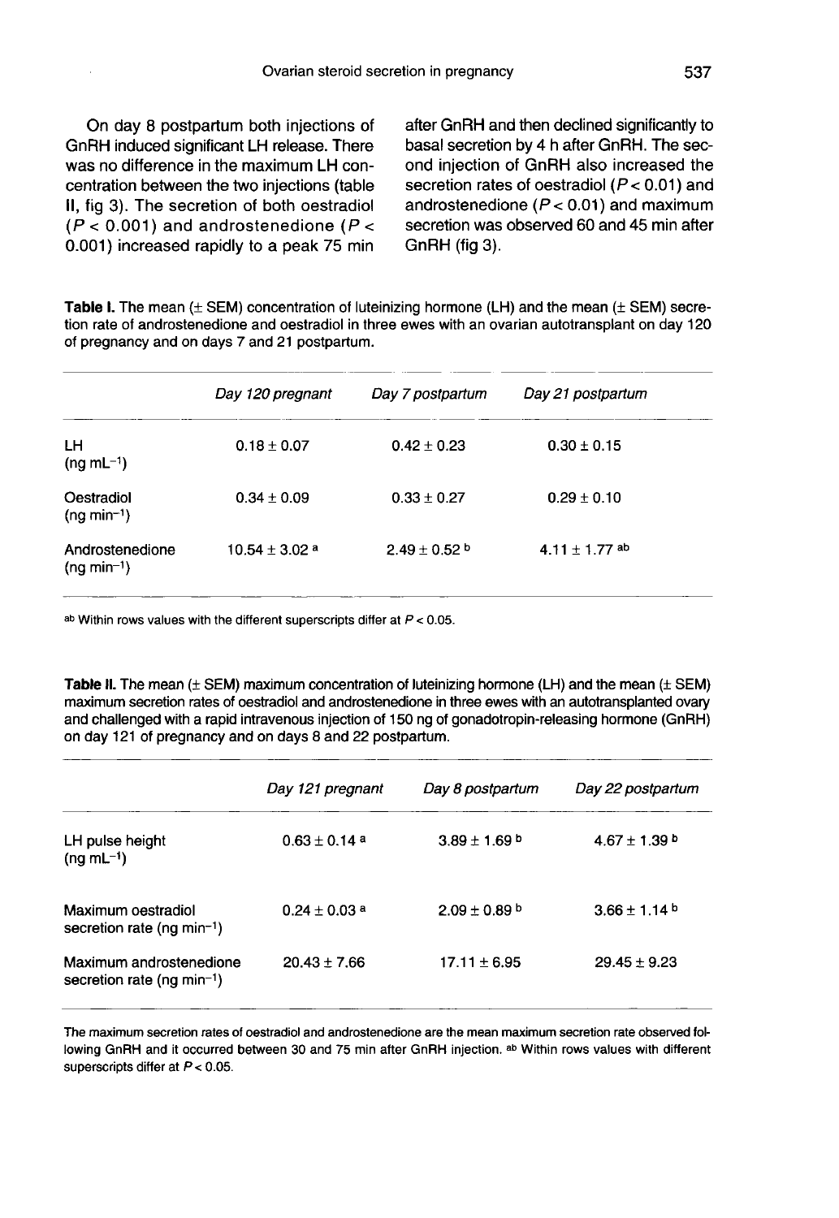On day 8 postpartum both injections of GnRH induced significant LH release. There was no difference in the maximum LH concentration between the two injections (table II, fig 3). The secretion of both oestradiol ($P < 0.001$) and androstenedione ($P < 0.001$) increased rapidly to a peak 75 min after GnRH and then declined significantly to basal secretion by 4 h after GnRH. The second injection of GnRH also increased the secretion rates of oestradiol ($P < 0.01$) and androstenedione ($P < 0.01$) and maximum secretion was observed 60 and 45 min after GnRH (fig 3).

**Table I.** The mean (± SEM) concentration of luteinizing hormone (LH) and the mean (± SEM) secretion rate of androstenedione and oestradiol in three ewes with an ovarian autotransplant on day 120 of pregnancy and on days 7 and 21 postpartum.

| | *Day 120 pregnant* | *Day 7 postpartum* | *Day 21 postpartum* |
|---|---|---|---|
| LH ($ng\ mL^{-1}$) | 0.18 ± 0.07 | 0.42 ± 0.23 | 0.30 ± 0.15 |
| Oestradiol ($ng\ min^{-1}$) | 0.34 ± 0.09 | 0.33 ± 0.27 | 0.29 ± 0.10 |
| Androstenedione ($ng\ min^{-1}$) | 10.54 ± 3.02 [a] | 2.49 ± 0.52 [b] | 4.11 ± 1.77 [ab] |

[ab] Within rows values with the different superscripts differ at $P < 0.05$.

**Table II.** The mean (± SEM) maximum concentration of luteinizing hormone (LH) and the mean (± SEM) maximum secretion rates of oestradiol and androstenedione in three ewes with an autotransplanted ovary and challenged with a rapid intravenous injection of 150 ng of gonadotropin-releasing hormone (GnRH) on day 121 of pregnancy and on days 8 and 22 postpartum.

| | *Day 121 pregnant* | *Day 8 postpartum* | *Day 22 postpartum* |
|---|---|---|---|
| LH pulse height ($ng\ mL^{-1}$) | 0.63 ± 0.14 [a] | 3.89 ± 1.69 [b] | 4.67 ± 1.39 [b] |
| Maximum oestradiol secretion rate ($ng\ min^{-1}$) | 0.24 ± 0.03 [a] | 2.09 ± 0.89 [b] | 3.66 ± 1.14 [b] |
| Maximum androstenedione secretion rate ($ng\ min^{-1}$) | 20.43 ± 7.66 | 17.11 ± 6.95 | 29.45 ± 9.23 |

The maximum secretion rates of oestradiol and androstenedione are the mean maximum secretion rate observed following GnRH and it occurred between 30 and 75 min after GnRH injection. [ab] Within rows values with different superscripts differ at $P < 0.05$.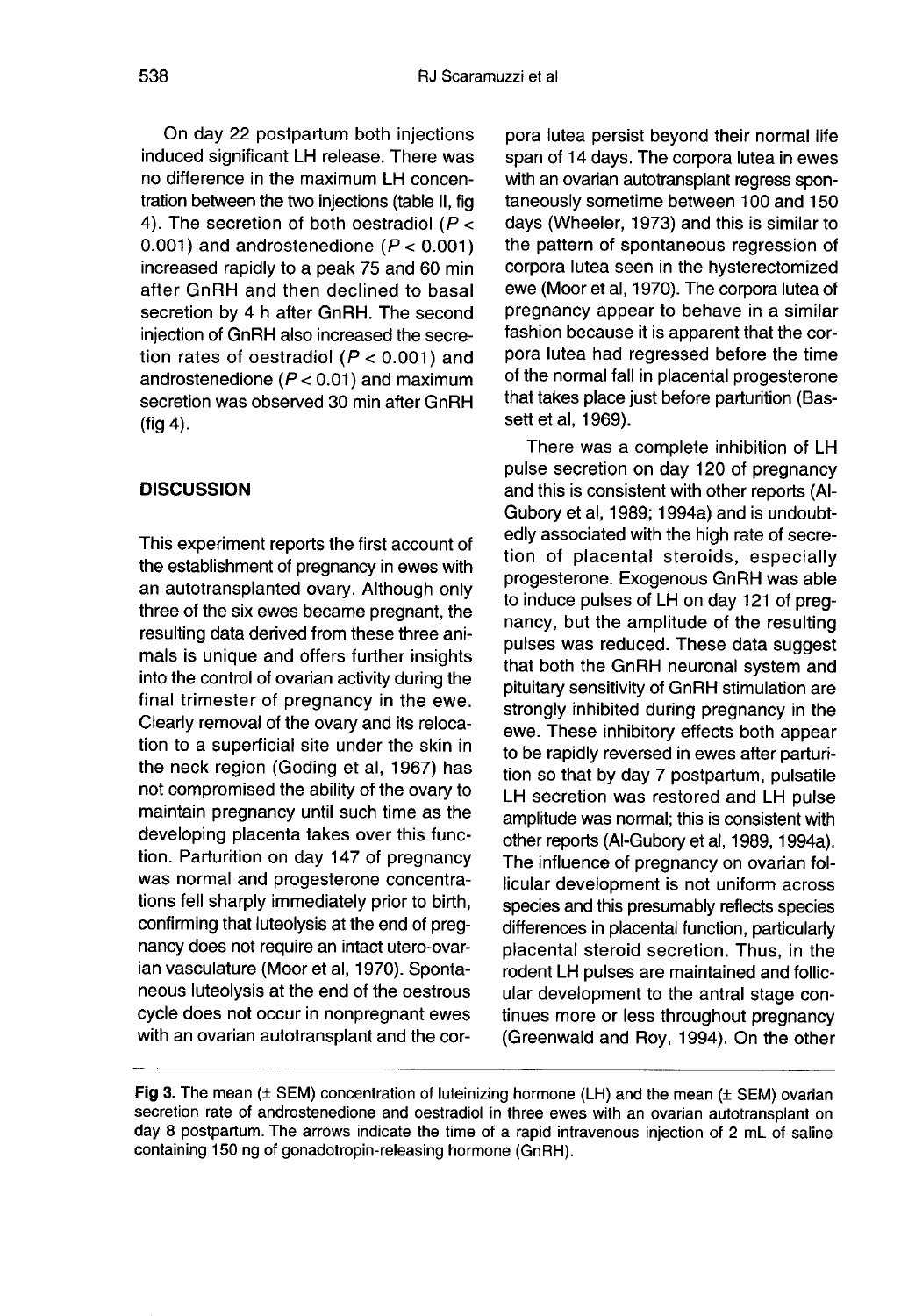On day 22 postpartum both injections induced significant LH release. There was no difference in the maximum LH concentration between the two injections (table II, fig 4). The secretion of both oestradiol ($P < 0.001$) and androstenedione ($P < 0.001$) increased rapidly to a peak 75 and 60 min after GnRH and then declined to basal secretion by 4 h after GnRH. The second injection of GnRH also increased the secretion rates of oestradiol ($P < 0.001$) and androstenedione ($P < 0.01$) and maximum secretion was observed 30 min after GnRH (fig 4).

## DISCUSSION

This experiment reports the first account of the establishment of pregnancy in ewes with an autotransplanted ovary. Although only three of the six ewes became pregnant, the resulting data derived from these three animals is unique and offers further insights into the control of ovarian activity during the final trimester of pregnancy in the ewe. Clearly removal of the ovary and its relocation to a superficial site under the skin in the neck region (Goding et al, 1967) has not compromised the ability of the ovary to maintain pregnancy until such time as the developing placenta takes over this function. Parturition on day 147 of pregnancy was normal and progesterone concentrations fell sharply immediately prior to birth, confirming that luteolysis at the end of pregnancy does not require an intact utero-ovarian vasculature (Moor et al, 1970). Spontaneous luteolysis at the end of the oestrous cycle does not occur in nonpregnant ewes with an ovarian autotransplant and the corpora lutea persist beyond their normal life span of 14 days. The corpora lutea in ewes with an ovarian autotransplant regress spontaneously sometime between 100 and 150 days (Wheeler, 1973) and this is similar to the pattern of spontaneous regression of corpora lutea seen in the hysterectomized ewe (Moor et al, 1970). The corpora lutea of pregnancy appear to behave in a similar fashion because it is apparent that the corpora lutea had regressed before the time of the normal fall in placental progesterone that takes place just before parturition (Bassett et al, 1969).

There was a complete inhibition of LH pulse secretion on day 120 of pregnancy and this is consistent with other reports (Al-Gubory et al, 1989; 1994a) and is undoubtedly associated with the high rate of secretion of placental steroids, especially progesterone. Exogenous GnRH was able to induce pulses of LH on day 121 of pregnancy, but the amplitude of the resulting pulses was reduced. These data suggest that both the GnRH neuronal system and pituitary sensitivity of GnRH stimulation are strongly inhibited during pregnancy in the ewe. These inhibitory effects both appear to be rapidly reversed in ewes after parturition so that by day 7 postpartum, pulsatile LH secretion was restored and LH pulse amplitude was normal; this is consistent with other reports (Al-Gubory et al, 1989, 1994a). The influence of pregnancy on ovarian follicular development is not uniform across species and this presumably reflects species differences in placental function, particularly placental steroid secretion. Thus, in the rodent LH pulses are maintained and follicular development to the antral stage continues more or less throughout pregnancy (Greenwald and Roy, 1994). On the other

**Fig 3.** The mean (± SEM) concentration of luteinizing hormone (LH) and the mean (± SEM) ovarian secretion rate of androstenedione and oestradiol in three ewes with an ovarian autotransplant on day 8 postpartum. The arrows indicate the time of a rapid intravenous injection of 2 mL of saline containing 150 ng of gonadotropin-releasing hormone (GnRH).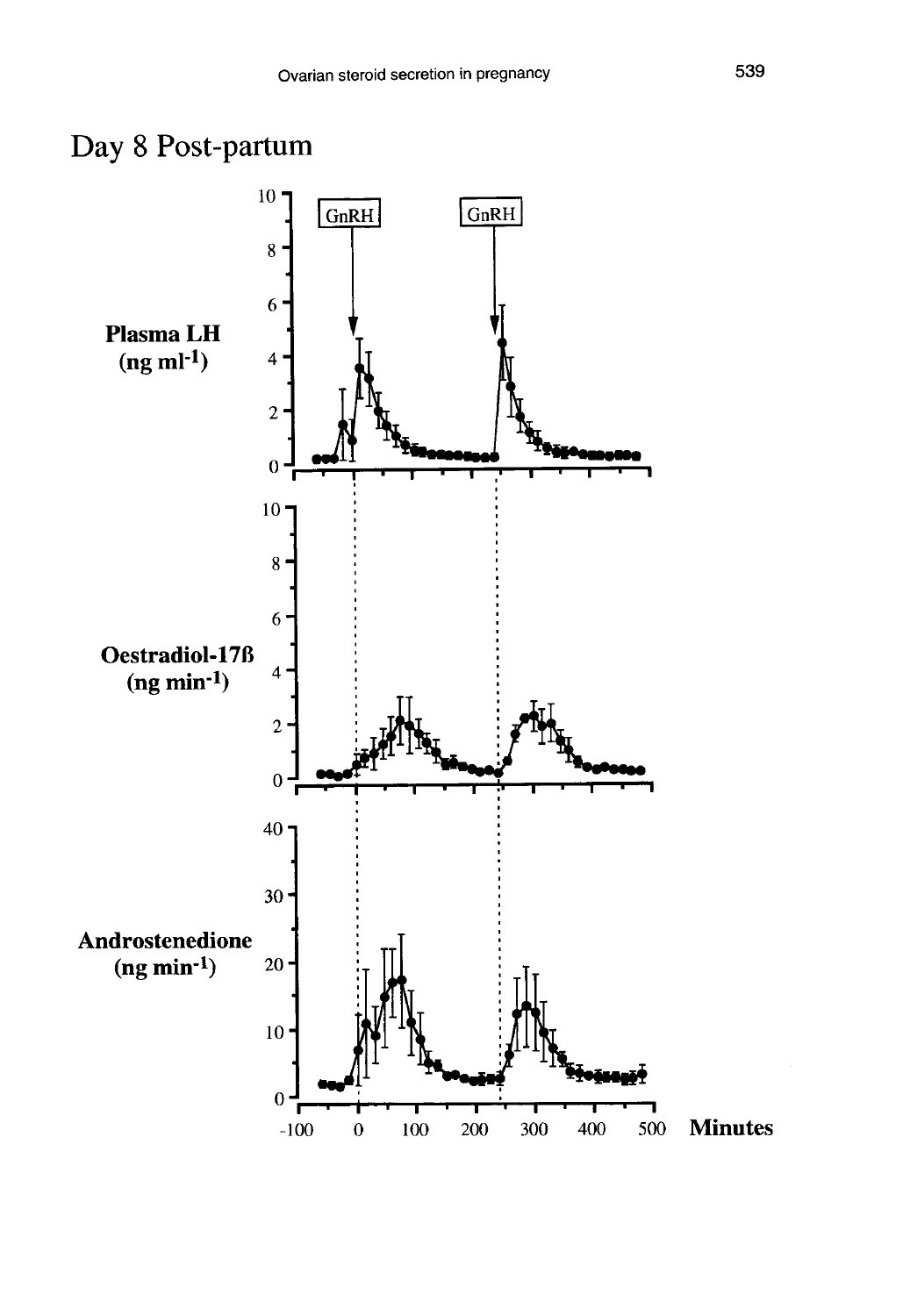## Day 8 Post-partum

Plasma LH ($ng\ ml^{-1}$)

GnRH GnRH

Oestradiol-17ß ($ng\ min^{-1}$)

Androstenedione ($ng\ min^{-1}$)

-100 0 100 200 300 400 500 **Minutes**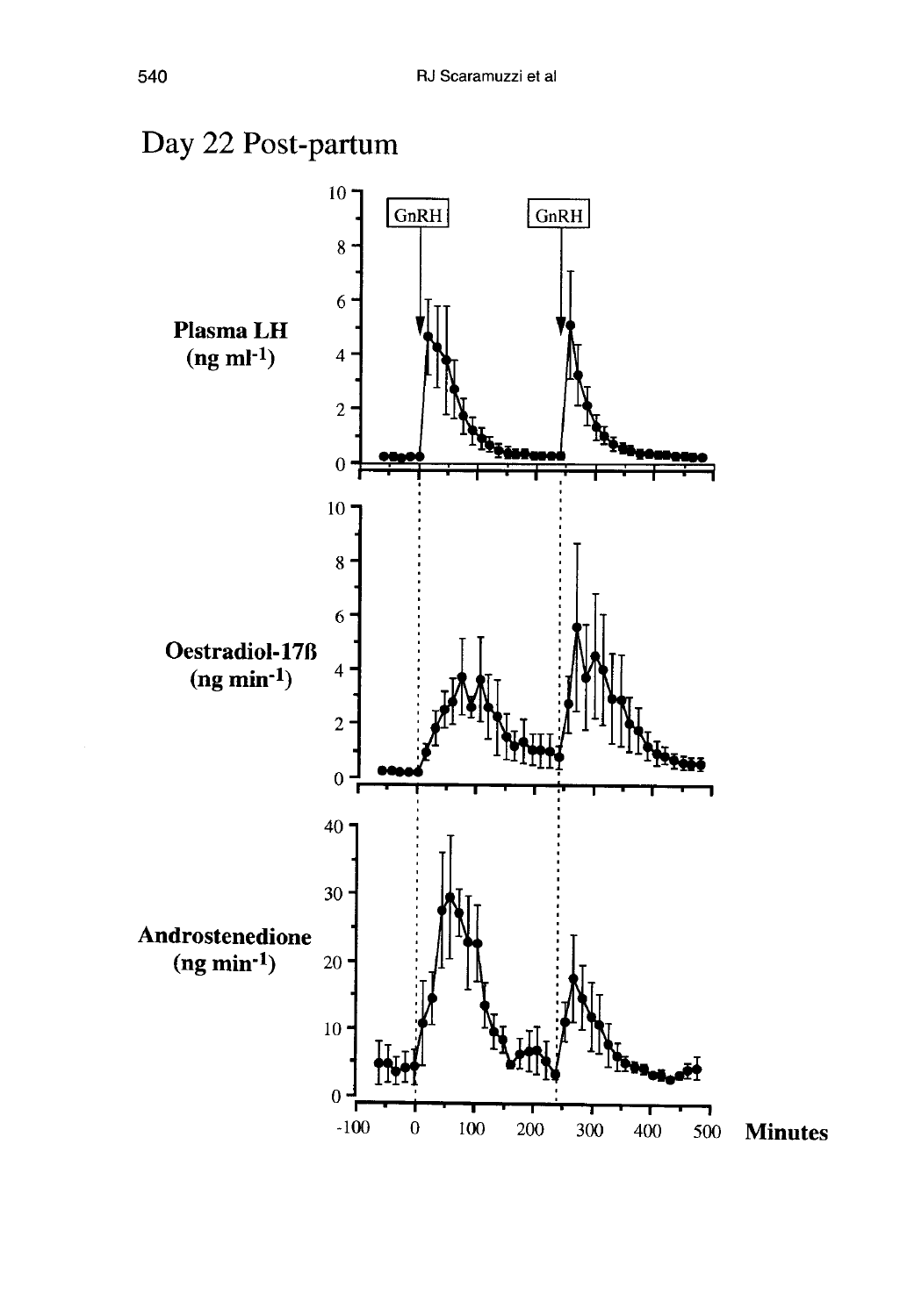Day 22 Post-partum

Plasma LH (ng ml$^{-1}$)

Oestradiol-17ß (ng min$^{-1}$)

Androstenedione (ng min$^{-1}$)

GnRH

GnRH

Minutes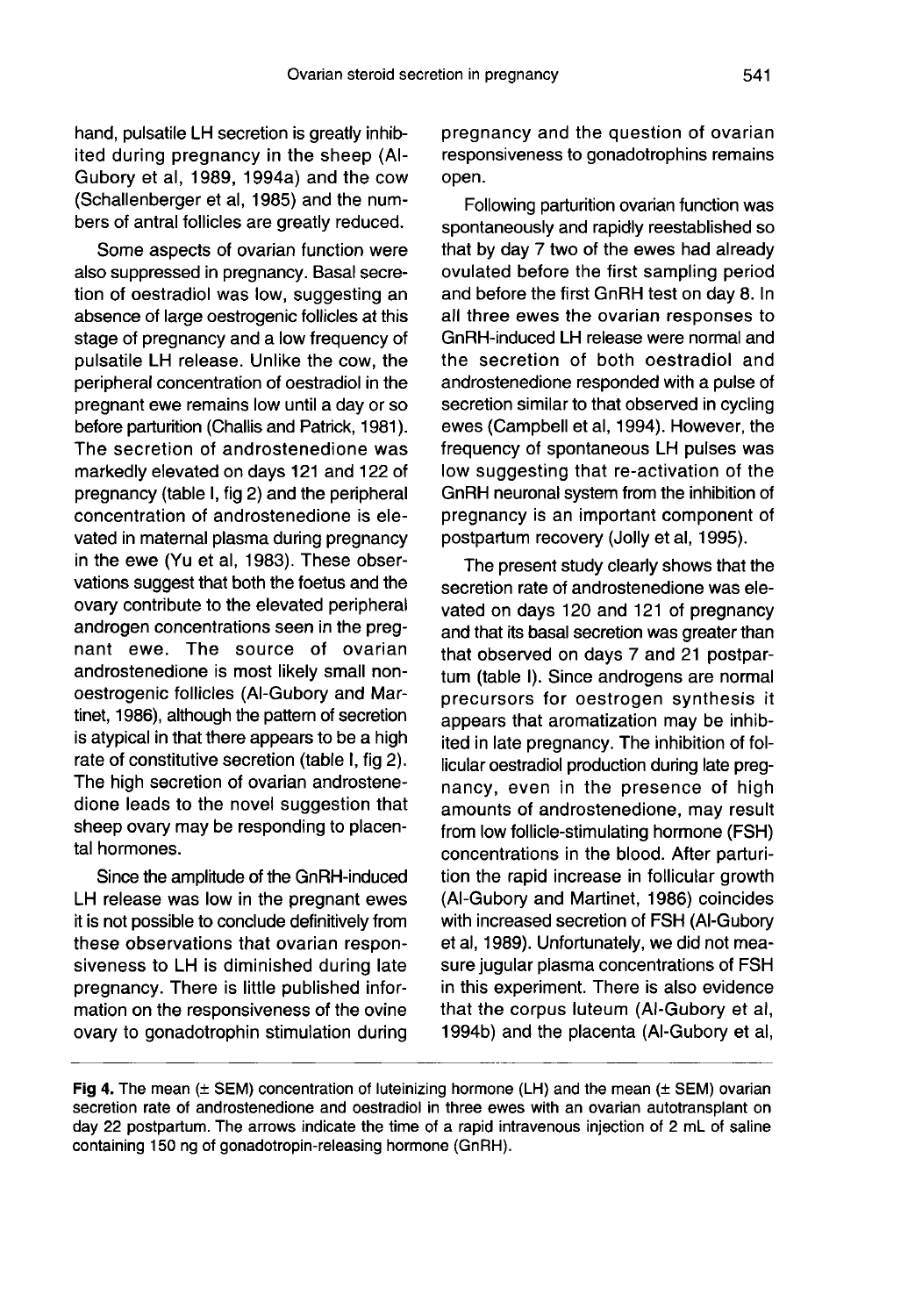hand, pulsatile LH secretion is greatly inhibited during pregnancy in the sheep (Al-Gubory et al, 1989, 1994a) and the cow (Schallenberger et al, 1985) and the numbers of antral follicles are greatly reduced.

Some aspects of ovarian function were also suppressed in pregnancy. Basal secretion of oestradiol was low, suggesting an absence of large oestrogenic follicles at this stage of pregnancy and a low frequency of pulsatile LH release. Unlike the cow, the peripheral concentration of oestradiol in the pregnant ewe remains low until a day or so before parturition (Challis and Patrick, 1981). The secretion of androstenedione was markedly elevated on days 121 and 122 of pregnancy (table I, fig 2) and the peripheral concentration of androstenedione is elevated in maternal plasma during pregnancy in the ewe (Yu et al, 1983). These observations suggest that both the foetus and the ovary contribute to the elevated peripheral androgen concentrations seen in the pregnant ewe. The source of ovarian androstenedione is most likely small non-oestrogenic follicles (Al-Gubory and Martinet, 1986), although the pattern of secretion is atypical in that there appears to be a high rate of constitutive secretion (table I, fig 2). The high secretion of ovarian androstenedione leads to the novel suggestion that sheep ovary may be responding to placental hormones.

Since the amplitude of the GnRH-induced LH release was low in the pregnant ewes it is not possible to conclude definitively from these observations that ovarian responsiveness to LH is diminished during late pregnancy. There is little published information on the responsiveness of the ovine ovary to gonadotrophin stimulation during pregnancy and the question of ovarian responsiveness to gonadotrophins remains open.

Following parturition ovarian function was spontaneously and rapidly reestablished so that by day 7 two of the ewes had already ovulated before the first sampling period and before the first GnRH test on day 8. In all three ewes the ovarian responses to GnRH-induced LH release were normal and the secretion of both oestradiol and androstenedione responded with a pulse of secretion similar to that observed in cycling ewes (Campbell et al, 1994). However, the frequency of spontaneous LH pulses was low suggesting that re-activation of the GnRH neuronal system from the inhibition of pregnancy is an important component of postpartum recovery (Jolly et al, 1995).

The present study clearly shows that the secretion rate of androstenedione was elevated on days 120 and 121 of pregnancy and that its basal secretion was greater than that observed on days 7 and 21 postpartum (table I). Since androgens are normal precursors for oestrogen synthesis it appears that aromatization may be inhibited in late pregnancy. The inhibition of follicular oestradiol production during late pregnancy, even in the presence of high amounts of androstenedione, may result from low follicle-stimulating hormone (FSH) concentrations in the blood. After parturition the rapid increase in follicular growth (Al-Gubory and Martinet, 1986) coincides with increased secretion of FSH (Al-Gubory et al, 1989). Unfortunately, we did not measure jugular plasma concentrations of FSH in this experiment. There is also evidence that the corpus luteum (Al-Gubory et al, 1994b) and the placenta (Al-Gubory et al,

**Fig 4.** The mean (± SEM) concentration of luteinizing hormone (LH) and the mean (± SEM) ovarian secretion rate of androstenedione and oestradiol in three ewes with an ovarian autotransplant on day 22 postpartum. The arrows indicate the time of a rapid intravenous injection of 2 mL of saline containing 150 ng of gonadotropin-releasing hormone (GnRH).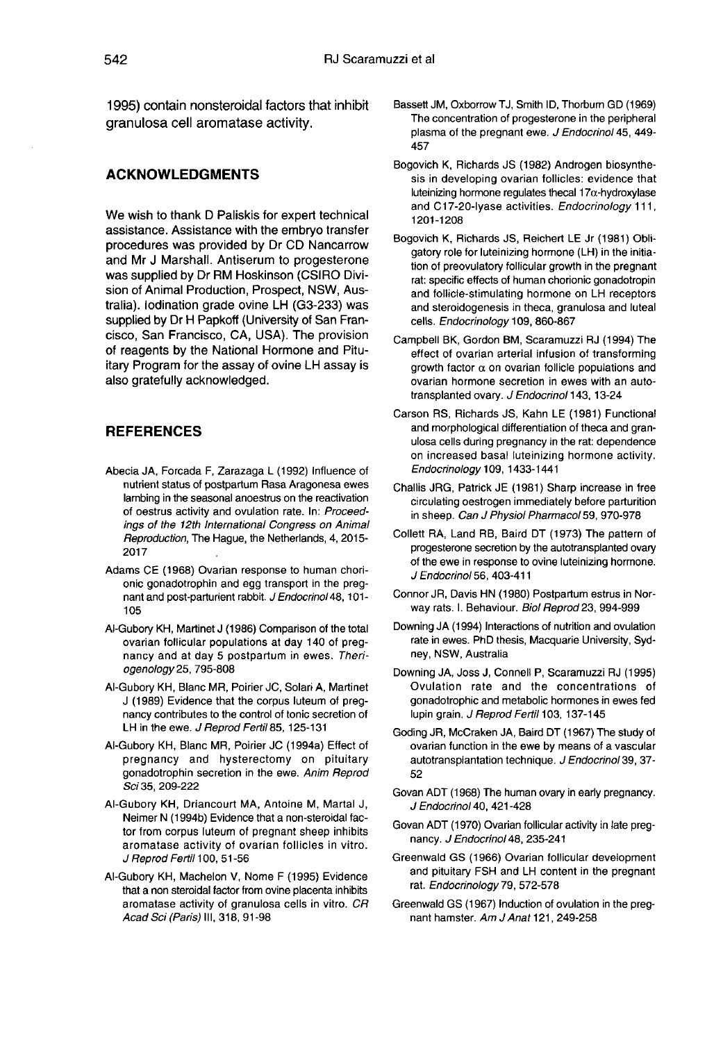1995) contain nonsteroidal factors that inhibit granulosa cell aromatase activity.

## ACKNOWLEDGMENTS

We wish to thank D Paliskis for expert technical assistance. Assistance with the embryo transfer procedures was provided by Dr CD Nancarrow and Mr J Marshall. Antiserum to progesterone was supplied by Dr RM Hoskinson (CSIRO Division of Animal Production, Prospect, NSW, Australia). Iodination grade ovine LH (G3-233) was supplied by Dr H Papkoff (University of San Francisco, San Francisco, CA, USA). The provision of reagents by the National Hormone and Pituitary Program for the assay of ovine LH assay is also gratefully acknowledged.

## REFERENCES

Abecia JA, Forcada F, Zarazaga L (1992) Influence of nutrient status of postpartum Rasa Aragonesa ewes lambing in the seasonal anoestrus on the reactivation of oestrus activity and ovulation rate. In: *Proceedings of the 12th International Congress on Animal Reproduction*, The Hague, the Netherlands, 4, 2015-2017

Adams CE (1968) Ovarian response to human chorionic gonadotrophin and egg transport in the pregnant and post-parturient rabbit. *J Endocrinol* 48, 101-105

Al-Gubory KH, Martinet J (1986) Comparison of the total ovarian follicular populations at day 140 of pregnancy and at day 5 postpartum in ewes. *Theriogenology* 25, 795-808

Al-Gubory KH, Blanc MR, Poirier JC, Solari A, Martinet J (1989) Evidence that the corpus luteum of pregnancy contributes to the control of tonic secretion of LH in the ewe. *J Reprod Fertil* 85, 125-131

Al-Gubory KH, Blanc MR, Poirier JC (1994a) Effect of pregnancy and hysterectomy on pituitary gonadotrophin secretion in the ewe. *Anim Reprod Sci* 35, 209-222

Al-Gubory KH, Driancourt MA, Antoine M, Martal J, Neimer N (1994b) Evidence that a non-steroidal factor from corpus luteum of pregnant sheep inhibits aromatase activity of ovarian follicles in vitro. *J Reprod Fertil* 100, 51-56

Al-Gubory KH, Machelon V, Nome F (1995) Evidence that a non steroidal factor from ovine placenta inhibits aromatase activity of granulosa cells in vitro. *CR Acad Sci (Paris)* III, 318, 91-98

Bassett JM, Oxborrow TJ, Smith ID, Thorburn GD (1969) The concentration of progesterone in the peripheral plasma of the pregnant ewe. *J Endocrinol* 45, 449-457

Bogovich K, Richards JS (1982) Androgen biosynthesis in developing ovarian follicles: evidence that luteinizing hormone regulates thecal 17α-hydroxylase and C17-20-lyase activities. *Endocrinology* 111, 1201-1208

Bogovich K, Richards JS, Reichert LE Jr (1981) Obligatory role for luteinizing hormone (LH) in the initiation of preovulatory follicular growth in the pregnant rat: specific effects of human chorionic gonadotropin and follicle-stimulating hormone on LH receptors and steroidogenesis in theca, granulosa and luteal cells. *Endocrinology* 109, 860-867

Campbell BK, Gordon BM, Scaramuzzi RJ (1994) The effect of ovarian arterial infusion of transforming growth factor α on ovarian follicle populations and ovarian hormone secretion in ewes with an autotransplanted ovary. *J Endocrinol* 143, 13-24

Carson RS, Richards JS, Kahn LE (1981) Functional and morphological differentiation of theca and granulosa cells during pregnancy in the rat: dependence on increased basal luteinizing hormone activity. *Endocrinology* 109, 1433-1441

Challis JRG, Patrick JE (1981) Sharp increase in free circulating oestrogen immediately before parturition in sheep. *Can J Physiol Pharmacol* 59, 970-978

Collett RA, Land RB, Baird DT (1973) The pattern of progesterone secretion by the autotransplanted ovary of the ewe in response to ovine luteinizing hormone. *J Endocrinol* 56, 403-411

Connor JR, Davis HN (1980) Postpartum estrus in Norway rats. I. Behaviour. *Biol Reprod* 23, 994-999

Downing JA (1994) Interactions of nutrition and ovulation rate in ewes. PhD thesis, Macquarie University, Sydney, NSW, Australia

Downing JA, Joss J, Connell P, Scaramuzzi RJ (1995) Ovulation rate and the concentrations of gonadotrophic and metabolic hormones in ewes fed lupin grain. *J Reprod Fertil* 103, 137-145

Goding JR, McCraken JA, Baird DT (1967) The study of ovarian function in the ewe by means of a vascular autotransplantation technique. *J Endocrinol* 39, 37-52

Govan ADT (1968) The human ovary in early pregnancy. *J Endocrinol* 40, 421-428

Govan ADT (1970) Ovarian follicular activity in late pregnancy. *J Endocrinol* 48, 235-241

Greenwald GS (1966) Ovarian follicular development and pituitary FSH and LH content in the pregnant rat. *Endocrinology* 79, 572-578

Greenwald GS (1967) Induction of ovulation in the pregnant hamster. *Am J Anat* 121, 249-258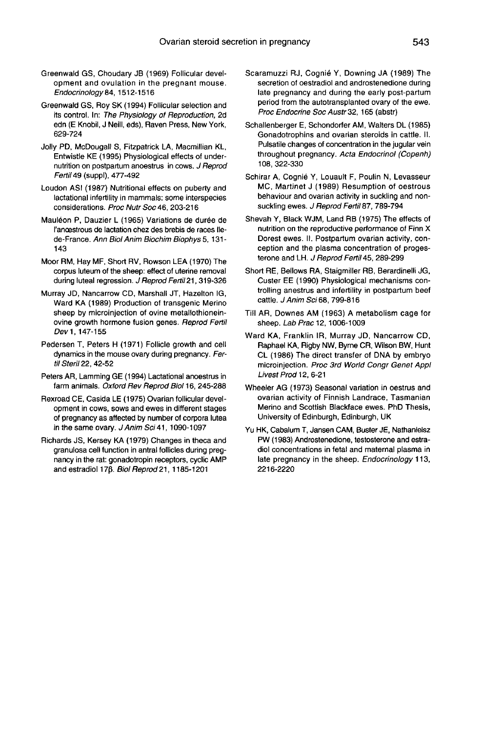Greenwald GS, Choudary JB (1969) Follicular development and ovulation in the pregnant mouse. *Endocrinology* 84, 1512-1516

Greenwald GS, Roy SK (1994) Follicular selection and its control. In: *The Physiology of Reproduction,* 2d edn (E Knobil, J Neill, eds), Raven Press, New York, 629-724

Jolly PD, McDougall S, Fitzpatrick LA, Macmillian KL, Entwistle KE (1995) Physiological effects of undernutrition on postpartum anoestrus in cows. *J Reprod Fertil* 49 (suppl), 477-492

Loudon ASI (1987) Nutritional effects on puberty and lactational infertility in mammals: some interspecies considerations. *Proc Nutr Soc* 46, 203-216

Mauléon P, Dauzier L (1965) Variations de durée de l'ancestrous de lactation chez des brebis de races Ile-de-France. *Ann Biol Anim Biochim Biophys* 5, 131-143

Moor RM, Hay MF, Short RV, Rowson LEA (1970) The corpus luteum of the sheep: effect of uterine removal during luteal regression. *J Reprod Fertil* 21, 319-326

Murray JD, Nancarrow CD, Marshall JT, Hazelton IG, Ward KA (1989) Production of transgenic Merino sheep by microinjection of ovine metallothionein-ovine growth hormone fusion genes. *Reprod Fertil Dev* 1, 147-155

Pedersen T, Peters H (1971) Follicle growth and cell dynamics in the mouse ovary during pregnancy. *Fertil Steril* 22, 42-52

Peters AR, Lamming GE (1994) Lactational anoestrus in farm animals. *Oxford Rev Reprod Biol* 16, 245-288

Rexroad CE, Casida LE (1975) Ovarian follicular development in cows, sows and ewes in different stages of pregnancy as affected by number of corpora lutea in the same ovary. *J Anim Sci* 41, 1090-1097

Richards JS, Kersey KA (1979) Changes in theca and granulosa cell function in antral follicles during pregnancy in the rat: gonadotropin receptors, cyclic AMP and estradiol 17β. *Biol Reprod* 21, 1185-1201

Scaramuzzi RJ, Cognié Y, Downing JA (1989) The secretion of oestradiol and androstenedione during late pregnancy and during the early post-partum period from the autotransplanted ovary of the ewe. *Proc Endocrine Soc Austr* 32, 165 (abstr)

Schallenberger E, Schondorfer AM, Walters DL (1985) Gonadotrophins and ovarian steroids in cattle. II. Pulsatile changes of concentration in the jugular vein throughout pregnancy. *Acta Endocrinol (Copenh)* 108, 322-330

Schirar A, Cognié Y, Louault F, Poulin N, Levasseur MC, Martinet J (1989) Resumption of oestrous behaviour and ovarian activity in suckling and non-suckling ewes. *J Reprod Fertil* 87, 789-794

Shevah Y, Black WJM, Land RB (1975) The effects of nutrition on the reproductive performance of Finn X Dorest ewes. II. Postpartum ovarian activity, conception and the plasma concentration of progesterone and LH. *J Reprod Fertil* 45, 289-299

Short RE, Bellows RA, Staigmiller RB, Berardinelli JG, Custer EE (1990) Physiological mechanisms controlling anestrus and infertility in postpartum beef cattle. *J Anim Sci* 68, 799-816

Till AR, Downes AM (1963) A metabolism cage for sheep. *Lab Prac* 12, 1006-1009

Ward KA, Franklin IR, Murray JD, Nancarrow CD, Raphael KA, Rigby NW, Byrne CR, Wilson BW, Hunt CL (1986) The direct transfer of DNA by embryo microinjection. *Proc 3rd World Congr Genet Appl Livest Prod* 12, 6-21

Wheeler AG (1973) Seasonal variation in oestrus and ovarian activity of Finnish Landrace, Tasmanian Merino and Scottish Blackface ewes. PhD Thesis, University of Edinburgh, Edinburgh, UK

Yu HK, Cabalum T, Jansen CAM, Buster JE, Nathanielsz PW (1983) Androstenedione, testosterone and estradiol concentrations in fetal and maternal plasma in late pregnancy in the sheep. *Endocrinology* 113, 2216-2220